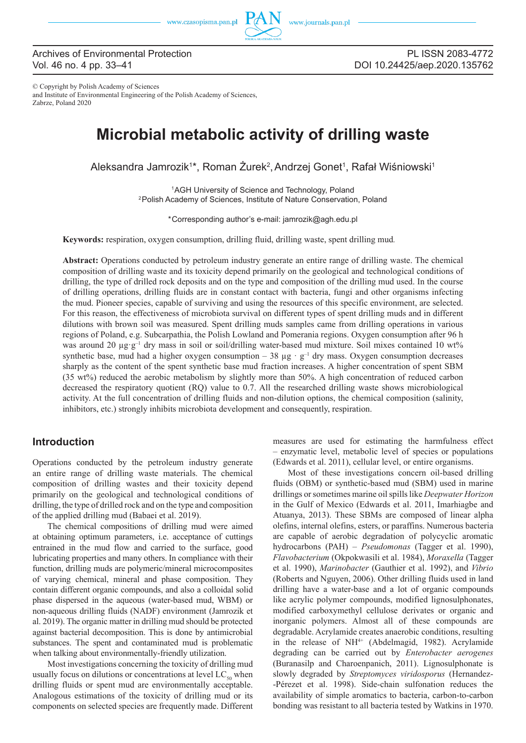Archives of Environmental Protection
Vol. 46 no. 4 pp. 33–41

PL ISSN 2083-4772
DOI 10.24425/aep.2020.135762

© Copyright by Polish Academy of Sciences
and Institute of Environmental Engineering of the Polish Academy of Sciences,
Zabrze, Poland 2020

# Microbial metabolic activity of drilling waste

Aleksandra Jamrozik[1]*, Roman Żurek[2], Andrzej Gonet[1], Rafał Wiśniowski[1]

[1]AGH University of Science and Technology, Poland
[2]Polish Academy of Sciences, Institute of Nature Conservation, Poland

*Corresponding author's e-mail: jamrozik@agh.edu.pl

**Keywords:** respiration, oxygen consumption, drilling fluid, drilling waste, spent drilling mud.

**Abstract:** Operations conducted by petroleum industry generate an entire range of drilling waste. The chemical composition of drilling waste and its toxicity depend primarily on the geological and technological conditions of drilling, the type of drilled rock deposits and on the type and composition of the drilling mud used. In the course of drilling operations, drilling fluids are in constant contact with bacteria, fungi and other organisms infecting the mud. Pioneer species, capable of surviving and using the resources of this specific environment, are selected. For this reason, the effectiveness of microbiota survival on different types of spent drilling muds and in different dilutions with brown soil was measured. Spent drilling muds samples came from drilling operations in various regions of Poland, e.g. Subcarpathia, the Polish Lowland and Pomerania regions. Oxygen consumption after 96 h was around 20 $\mu g \cdot g^{-1}$ dry mass in soil or soil/drilling water-based mud mixture. Soil mixes contained 10 wt% synthetic base, mud had a higher oxygen consumption – 38 $\mu g \cdot g^{-1}$ dry mass. Oxygen consumption decreases sharply as the content of the spent synthetic base mud fraction increases. A higher concentration of spent SBM (35 wt%) reduced the aerobic metabolism by slightly more than 50%. A high concentration of reduced carbon decreased the respiratory quotient (RQ) value to 0.7. All the researched drilling waste shows microbiological activity. At the full concentration of drilling fluids and non-dilution options, the chemical composition (salinity, inhibitors, etc.) strongly inhibits microbiota development and consequently, respiration.

## Introduction

Operations conducted by the petroleum industry generate an entire range of drilling waste materials. The chemical composition of drilling wastes and their toxicity depend primarily on the geological and technological conditions of drilling, the type of drilled rock and on the type and composition of the applied drilling mud (Babaei et al. 2019).

The chemical compositions of drilling mud were aimed at obtaining optimum parameters, i.e. acceptance of cuttings entrained in the mud flow and carried to the surface, good lubricating properties and many others. In compliance with their function, drilling muds are polymeric/mineral microcomposites of varying chemical, mineral and phase composition. They contain different organic compounds, and also a colloidal solid phase dispersed in the aqueous (water-based mud, WBM) or non-aqueous drilling fluids (NADF) environment (Jamrozik et al. 2019). The organic matter in drilling mud should be protected against bacterial decomposition. This is done by antimicrobial substances. The spent and contaminated mud is problematic when talking about environmentally-friendly utilization.

Most investigations concerning the toxicity of drilling mud usually focus on dilutions or concentrations at level $LC_{50}$ when drilling fluids or spent mud are environmentally acceptable. Analogous estimations of the toxicity of drilling mud or its components on selected species are frequently made. Different measures are used for estimating the harmfulness effect – enzymatic level, metabolic level of species or populations (Edwards et al. 2011), cellular level, or entire organisms.

Most of these investigations concern oil-based drilling fluids (OBM) or synthetic-based mud (SBM) used in marine drillings or sometimes marine oil spills like *Deepwater Horizon* in the Gulf of Mexico (Edwards et al. 2011, Imarhiagbe and Atuanya, 2013). These SBMs are composed of linear alpha olefins, internal olefins, esters, or paraffins. Numerous bacteria are capable of aerobic degradation of polycyclic aromatic hydrocarbons (PAH) – *Pseudomonas* (Tagger et al. 1990), *Flavobacterium* (Okpokwasili et al. 1984), *Moraxella* (Tagger et al. 1990), *Marinobacter* (Gauthier et al. 1992), and *Vibrio* (Roberts and Nguyen, 2006). Other drilling fluids used in land drilling have a water-base and a lot of organic compounds like acrylic polymer compounds, modified lignosulphonates, modified carboxymethyl cellulose derivates or organic and inorganic polymers. Almost all of these compounds are degradable. Acrylamide creates anaerobic conditions, resulting in the release of $NH^{4+}$ (Abdelmagid, 1982). Acrylamide degrading can be carried out by *Enterobacter aerogenes* (Buranasilp and Charoenpanich, 2011). Lignosulphonate is slowly degraded by *Streptomyces viridosporus* (Hernandez-Pérezet et al. 1998). Side-chain sulfonation reduces the availability of simple aromatics to bacteria, carbon-to-carbon bonding was resistant to all bacteria tested by Watkins in 1970.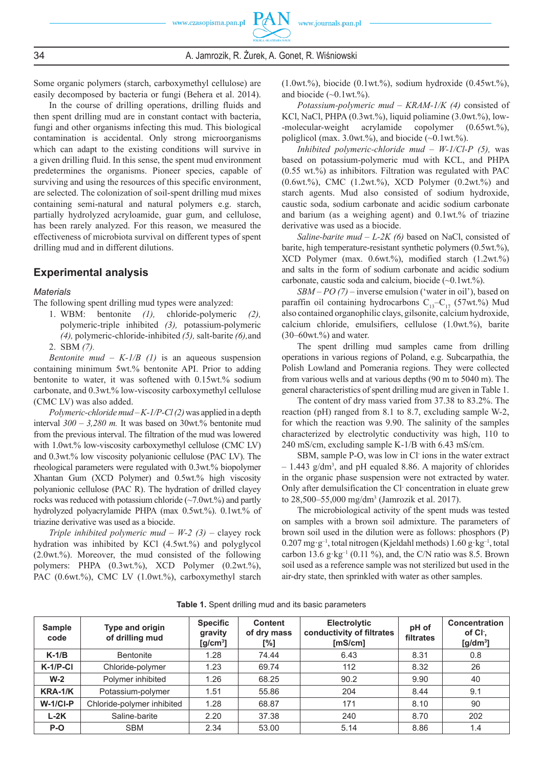Some organic polymers (starch, carboxymethyl cellulose) are easily decomposed by bacteria or fungi (Behera et al. 2014).

In the course of drilling operations, drilling fluids and then spent drilling mud are in constant contact with bacteria, fungi and other organisms infecting this mud. This biological contamination is accidental. Only strong microorganisms which can adapt to the existing conditions will survive in a given drilling fluid. In this sense, the spent mud environment predetermines the organisms. Pioneer species, capable of surviving and using the resources of this specific environment, are selected. The colonization of soil-spent drilling mud mixes containing semi-natural and natural polymers e.g. starch, partially hydrolyzed acryloamide, guar gum, and cellulose, has been rarely analyzed. For this reason, we measured the effectiveness of microbiota survival on different types of spent drilling mud and in different dilutions.

## Experimental analysis

### Materials

The following spent drilling mud types were analyzed:

1. WBM: bentonite *(1)*, chloride-polymeric *(2)*, polymeric-triple inhibited *(3)*, potassium-polymeric *(4)*, polymeric-chloride-inhibited *(5)*, salt-barite *(6)*, and
2. SBM *(7)*.

*Bentonite mud – K-1/B (1)* is an aqueous suspension containing minimum 5wt.% bentonite API. Prior to adding bentonite to water, it was softened with 0.15wt.% sodium carbonate, and 0.3wt.% low-viscosity carboxymethyl cellulose (CMC LV) was also added.

*Polymeric-chloride mud – K-1/P-Cl (2)* was applied in a depth interval *300 – 3,280 m.* It was based on 30wt.% bentonite mud from the previous interval. The filtration of the mud was lowered with 1.0wt.% low-viscosity carboxymethyl cellulose (CMC LV) and 0.3wt.% low viscosity polyanionic cellulose (PAC LV). The rheological parameters were regulated with 0.3wt.% biopolymer Xhantan Gum (XCD Polymer) and 0.5wt.% high viscosity polyanionic cellulose (PAC R). The hydration of drilled clayey rocks was reduced with potassium chloride (~7.0wt.%) and partly hydrolyzed polyacrylamide PHPA (max 0.5wt.%). 0.1wt.% of triazine derivative was used as a biocide.

*Triple inhibited polymeric mud – W-2 (3)* – clayey rock hydration was inhibited by KCl (4.5wt.%) and polyglycol (2.0wt.%). Moreover, the mud consisted of the following polymers: PHPA (0.3wt.%), XCD Polymer (0.2wt.%), PAC (0.6wt.%), CMC LV (1.0wt.%), carboxymethyl starch (1.0wt.%), biocide (0.1wt.%), sodium hydroxide (0.45wt.%), and biocide (~0.1wt.%).

*Potassium-polymeric mud – KRAM-1/K (4)* consisted of KCl, NaCl, PHPA (0.3wt.%), liquid poliamine (3.0wt.%), low--molecular-weight acrylamide copolymer (0.65wt.%), poliglicol (max. 3.0wt.%), and biocide (~0.1wt.%).

*Inhibited polymeric-chloride mud – W-1/Cl-P (5),* was based on potassium-polymeric mud with KCL, and PHPA (0.55 wt.%) as inhibitors. Filtration was regulated with PAC (0.6wt.%), CMC (1.2wt.%), XCD Polymer (0.2wt.%) and starch agents. Mud also consisted of sodium hydroxide, caustic soda, sodium carbonate and acidic sodium carbonate and barium (as a weighing agent) and 0.1wt.% of triazine derivative was used as a biocide.

*Saline-barite mud – L-2K (6)* based on NaCl, consisted of barite, high temperature-resistant synthetic polymers (0.5wt.%), XCD Polymer (max. 0.6wt.%), modified starch (1.2wt.%) and salts in the form of sodium carbonate and acidic sodium carbonate, caustic soda and calcium, biocide (~0.1wt.%).

*SBM – PO (7)* – inverse emulsion ('water in oil'), based on paraffin oil containing hydrocarbons $C_{13}$–$C_{17}$ (57wt.%) Mud also contained organophilic clays, gilsonite, calcium hydroxide, calcium chloride, emulsifiers, cellulose (1.0wt.%), barite (30–60wt.%) and water.

The spent drilling mud samples came from drilling operations in various regions of Poland, e.g. Subcarpathia, the Polish Lowland and Pomerania regions. They were collected from various wells and at various depths (90 m to 5040 m). The general characteristics of spent drilling mud are given in Table 1.

The content of dry mass varied from 37.38 to 83.2%. The reaction (pH) ranged from 8.1 to 8.7, excluding sample W-2, for which the reaction was 9.90. The salinity of the samples characterized by electrolytic conductivity was high, 110 to 240 mS/cm, excluding sample K-1/B with 6.43 mS/cm.

SBM, sample P-O, was low in $Cl^-$ ions in the water extract – 1.443 g/dm$^3$, and pH equaled 8.86. A majority of chlorides in the organic phase suspension were not extracted by water. Only after demulsification the $Cl^-$ concentration in eluate grew to 28,500–55,000 mg/dm$^3$ (Jamrozik et al. 2017).

The microbiological activity of the spent muds was tested on samples with a brown soil admixture. The parameters of brown soil used in the dilution were as follows: phosphors (P) 0.207 mg·g$^{-1}$, total nitrogen (Kjeldahl methods) 1.60 g·kg$^{-1}$, total carbon 13.6 g·kg$^{-1}$ (0.11 %), and, the C/N ratio was 8.5. Brown soil used as a reference sample was not sterilized but used in the air-dry state, then sprinkled with water as other samples.

**Table 1.** Spent drilling mud and its basic parameters

| Sample code | Type and origin of drilling mud | Specific gravity [g/cm$^3$] | Content of dry mass [%] | Electrolytic conductivity of filtrates [mS/cm] | pH of filtrates | Concentration of $Cl^-$, [g/dm$^3$] |
|---|---|---|---|---|---|---|
| **K-1/B** | Bentonite | 1.28 | 74.44 | 6.43 | 8.31 | 0.8 |
| **K-1/P-Cl** | Chloride-polymer | 1.23 | 69.74 | 112 | 8.32 | 26 |
| **W-2** | Polymer inhibited | 1.26 | 68.25 | 90.2 | 9.90 | 40 |
| **KRA-1/K** | Potassium-polymer | 1.51 | 55.86 | 204 | 8.44 | 9.1 |
| **W-1/Cl-P** | Chloride-polymer inhibited | 1.28 | 68.87 | 171 | 8.10 | 90 |
| **L-2K** | Saline-barite | 2.20 | 37.38 | 240 | 8.70 | 202 |
| **P-O** | SBM | 2.34 | 53.00 | 5.14 | 8.86 | 1.4 |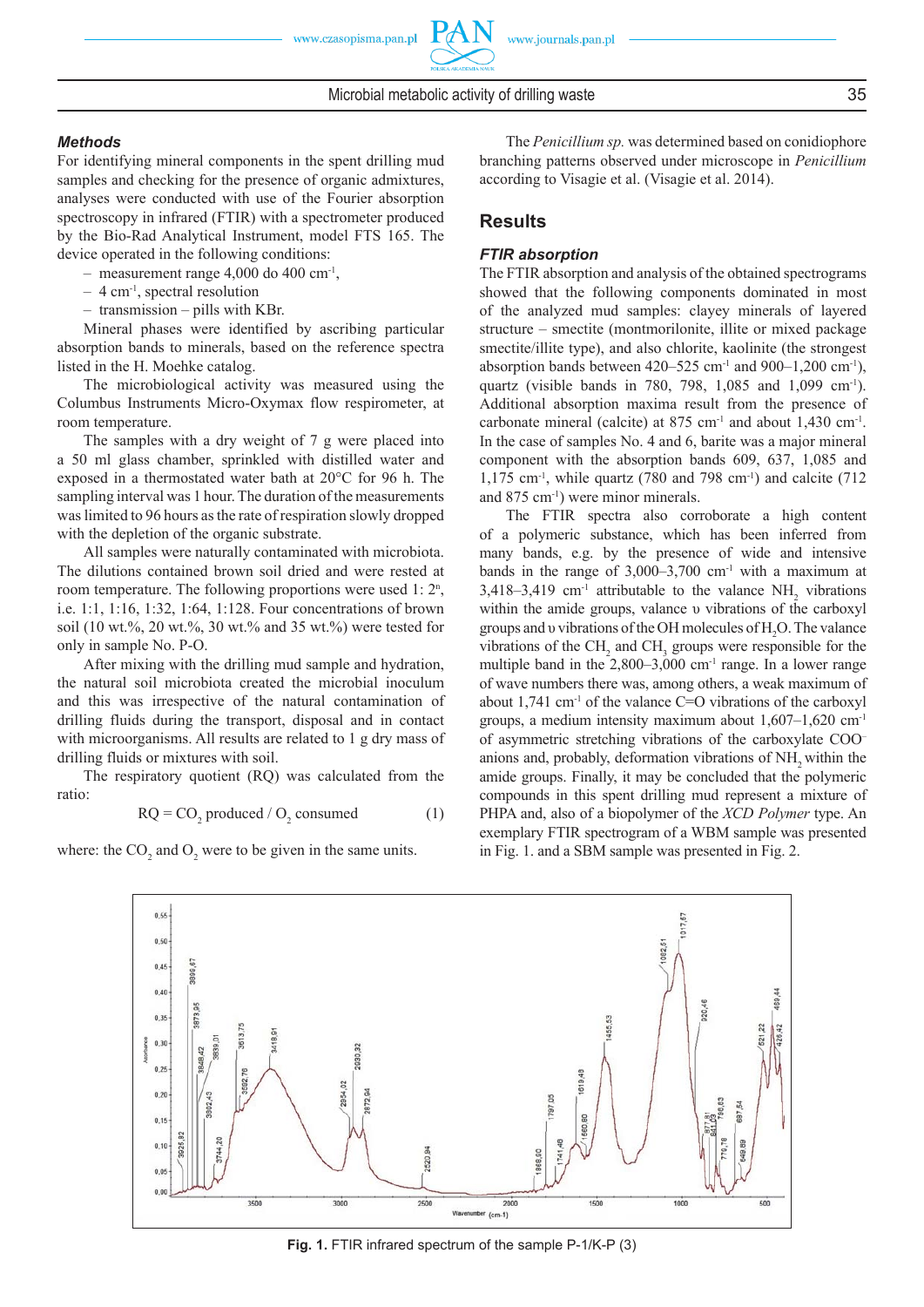### *Methods*

For identifying mineral components in the spent drilling mud samples and checking for the presence of organic admixtures, analyses were conducted with use of the Fourier absorption spectroscopy in infrared (FTIR) with a spectrometer produced by the Bio-Rad Analytical Instrument, model FTS 165. The device operated in the following conditions:

- measurement range 4,000 do 400 $cm^{-1}$,
- 4 $cm^{-1}$, spectral resolution
- transmission – pills with KBr.

Mineral phases were identified by ascribing particular absorption bands to minerals, based on the reference spectra listed in the H. Moehke catalog.

The microbiological activity was measured using the Columbus Instruments Micro-Oxymax flow respirometer, at room temperature.

The samples with a dry weight of 7 g were placed into a 50 ml glass chamber, sprinkled with distilled water and exposed in a thermostated water bath at 20°C for 96 h. The sampling interval was 1 hour. The duration of the measurements was limited to 96 hours as the rate of respiration slowly dropped with the depletion of the organic substrate.

All samples were naturally contaminated with microbiota. The dilutions contained brown soil dried and were rested at room temperature. The following proportions were used 1: $2^n$, i.e. 1:1, 1:16, 1:32, 1:64, 1:128. Four concentrations of brown soil (10 wt.%, 20 wt.%, 30 wt.% and 35 wt.%) were tested for only in sample No. P-O.

After mixing with the drilling mud sample and hydration, the natural soil microbiota created the microbial inoculum and this was irrespective of the natural contamination of drilling fluids during the transport, disposal and in contact with microorganisms. All results are related to 1 g dry mass of drilling fluids or mixtures with soil.

The respiratory quotient (RQ) was calculated from the ratio:

$$RQ = CO_2 \text{ produced} / O_2 \text{ consumed} \quad (1)$$

where: the $CO_2$ and $O_2$ were to be given in the same units.

The *Penicillium sp.* was determined based on conidiophore branching patterns observed under microscope in *Penicillium* according to Visagie et al. (Visagie et al. 2014).

## Results

### *FTIR absorption*

The FTIR absorption and analysis of the obtained spectrograms showed that the following components dominated in most of the analyzed mud samples: clayey minerals of layered structure – smectite (montmorilonite, illite or mixed package smectite/illite type), and also chlorite, kaolinite (the strongest absorption bands between 420–525 $cm^{-1}$ and 900–1,200 $cm^{-1}$), quartz (visible bands in 780, 798, 1,085 and 1,099 $cm^{-1}$). Additional absorption maxima result from the presence of carbonate mineral (calcite) at 875 $cm^{-1}$ and about 1,430 $cm^{-1}$. In the case of samples No. 4 and 6, barite was a major mineral component with the absorption bands 609, 637, 1,085 and 1,175 $cm^{-1}$, while quartz (780 and 798 $cm^{-1}$) and calcite (712 and 875 $cm^{-1}$) were minor minerals.

The FTIR spectra also corroborate a high content of a polymeric substance, which has been inferred from many bands, e.g. by the presence of wide and intensive bands in the range of 3,000–3,700 $cm^{-1}$ with a maximum at 3,418–3,419 $cm^{-1}$ attributable to the valance $NH_2$ vibrations within the amide groups, valance υ vibrations of the carboxyl groups and υ vibrations of the OH molecules of $H_2O$. The valance vibrations of the $CH_2$ and $CH_3$ groups were responsible for the multiple band in the 2,800–3,000 $cm^{-1}$ range. In a lower range of wave numbers there was, among others, a weak maximum of about 1,741 $cm^{-1}$ of the valance C=O vibrations of the carboxyl groups, a medium intensity maximum about 1,607–1,620 $cm^{-1}$ of asymmetric stretching vibrations of the carboxylate $COO^-$ anions and, probably, deformation vibrations of $NH_2$ within the amide groups. Finally, it may be concluded that the polymeric compounds in this spent drilling mud represent a mixture of PHPA and, also of a biopolymer of the *XCD Polymer* type. An exemplary FTIR spectrogram of a WBM sample was presented in Fig. 1. and a SBM sample was presented in Fig. 2.

**Fig. 1.** FTIR infrared spectrum of the sample P-1/K-P (3)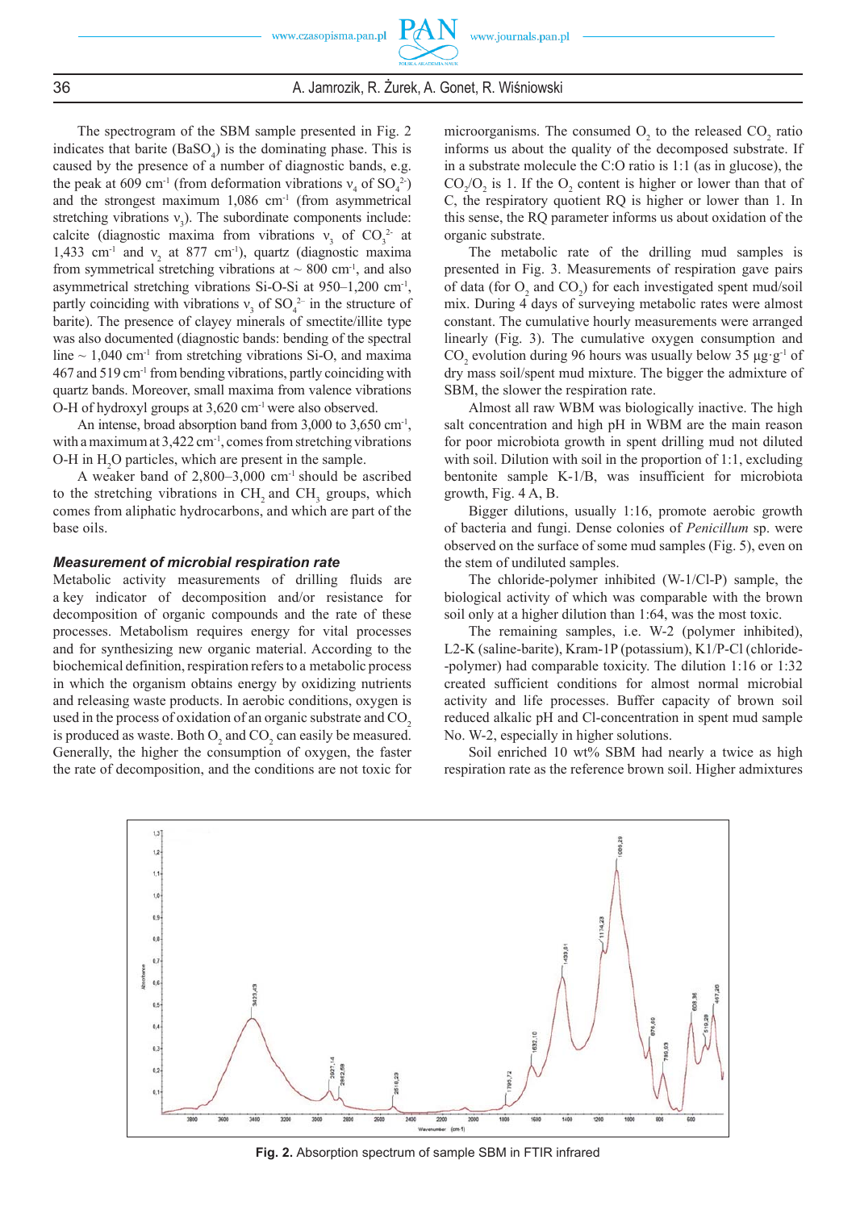The spectrogram of the SBM sample presented in Fig. 2 indicates that barite ($BaSO_4$) is the dominating phase. This is caused by the presence of a number of diagnostic bands, e.g. the peak at 609 cm$^{-1}$ (from deformation vibrations $v_4$ of $SO_4^{2-}$) and the strongest maximum 1,086 cm$^{-1}$ (from asymmetrical stretching vibrations $v_3$). The subordinate components include: calcite (diagnostic maxima from vibrations $v_3$ of $CO_3^{2-}$ at 1,433 cm$^{-1}$ and $v_2$ at 877 cm$^{-1}$), quartz (diagnostic maxima from symmetrical stretching vibrations at ~ 800 cm$^{-1}$, and also asymmetrical stretching vibrations Si-O-Si at 950–1,200 cm$^{-1}$, partly coinciding with vibrations $v_3$ of $SO_4^{2-}$ in the structure of barite). The presence of clayey minerals of smectite/illite type was also documented (diagnostic bands: bending of the spectral line ~ 1,040 cm$^{-1}$ from stretching vibrations Si-O, and maxima 467 and 519 cm$^{-1}$ from bending vibrations, partly coinciding with quartz bands. Moreover, small maxima from valence vibrations O-H of hydroxyl groups at 3,620 cm$^{-1}$ were also observed.

An intense, broad absorption band from 3,000 to 3,650 cm$^{-1}$, with a maximum at 3,422 cm$^{-1}$, comes from stretching vibrations O-H in $H_2O$ particles, which are present in the sample.

A weaker band of 2,800–3,000 cm$^{-1}$ should be ascribed to the stretching vibrations in $CH_2$ and $CH_3$ groups, which comes from aliphatic hydrocarbons, and which are part of the base oils.

### *Measurement of microbial respiration rate*

Metabolic activity measurements of drilling fluids are a key indicator of decomposition and/or resistance for decomposition of organic compounds and the rate of these processes. Metabolism requires energy for vital processes and for synthesizing new organic material. According to the biochemical definition, respiration refers to a metabolic process in which the organism obtains energy by oxidizing nutrients and releasing waste products. In aerobic conditions, oxygen is used in the process of oxidation of an organic substrate and $CO_2$ is produced as waste. Both $O_2$ and $CO_2$ can easily be measured. Generally, the higher the consumption of oxygen, the faster the rate of decomposition, and the conditions are not toxic for microorganisms. The consumed $O_2$ to the released $CO_2$ ratio informs us about the quality of the decomposed substrate. If in a substrate molecule the C:O ratio is 1:1 (as in glucose), the $CO_2/O_2$ is 1. If the $O_2$ content is higher or lower than that of C, the respiratory quotient RQ is higher or lower than 1. In this sense, the RQ parameter informs us about oxidation of the organic substrate.

The metabolic rate of the drilling mud samples is presented in Fig. 3. Measurements of respiration gave pairs of data (for $O_2$ and $CO_2$) for each investigated spent mud/soil mix. During 4 days of surveying metabolic rates were almost constant. The cumulative hourly measurements were arranged linearly (Fig. 3). The cumulative oxygen consumption and $CO_2$ evolution during 96 hours was usually below 35 μg·g$^{-1}$ of dry mass soil/spent mud mixture. The bigger the admixture of SBM, the slower the respiration rate.

Almost all raw WBM was biologically inactive. The high salt concentration and high pH in WBM are the main reason for poor microbiota growth in spent drilling mud not diluted with soil. Dilution with soil in the proportion of 1:1, excluding bentonite sample K-1/B, was insufficient for microbiota growth, Fig. 4 A, B.

Bigger dilutions, usually 1:16, promote aerobic growth of bacteria and fungi. Dense colonies of *Penicillum* sp. were observed on the surface of some mud samples (Fig. 5), even on the stem of undiluted samples.

The chloride-polymer inhibited (W-1/Cl-P) sample, the biological activity of which was comparable with the brown soil only at a higher dilution than 1:64, was the most toxic.

The remaining samples, i.e. W-2 (polymer inhibited), L2-K (saline-barite), Kram-1P (potassium), K1/P-Cl (chloride--polymer) had comparable toxicity. The dilution 1:16 or 1:32 created sufficient conditions for almost normal microbial activity and life processes. Buffer capacity of brown soil reduced alkalic pH and Cl-concentration in spent mud sample No. W-2, especially in higher solutions.

Soil enriched 10 wt% SBM had nearly a twice as high respiration rate as the reference brown soil. Higher admixtures

**Fig. 2.** Absorption spectrum of sample SBM in FTIR infrared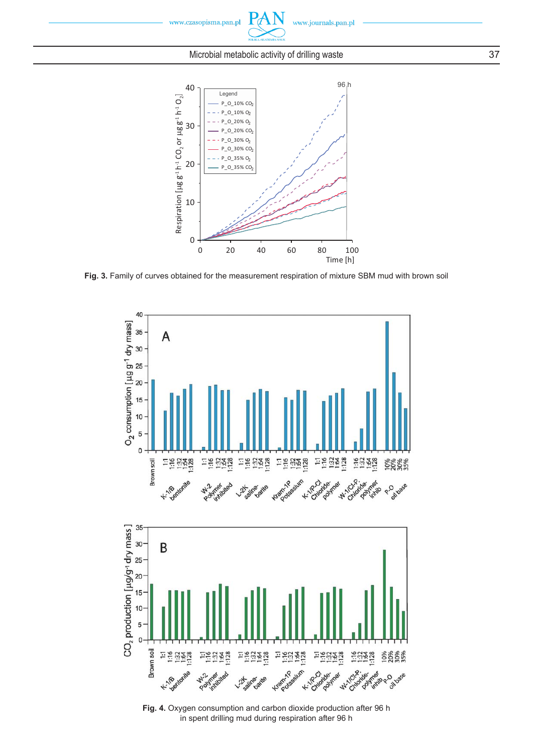**Fig. 3.** Family of curves obtained for the measurement respiration of mixture SBM mud with brown soil

**Fig. 4.** Oxygen consumption and carbon dioxide production after 96 h in spent drilling mud during respiration after 96 h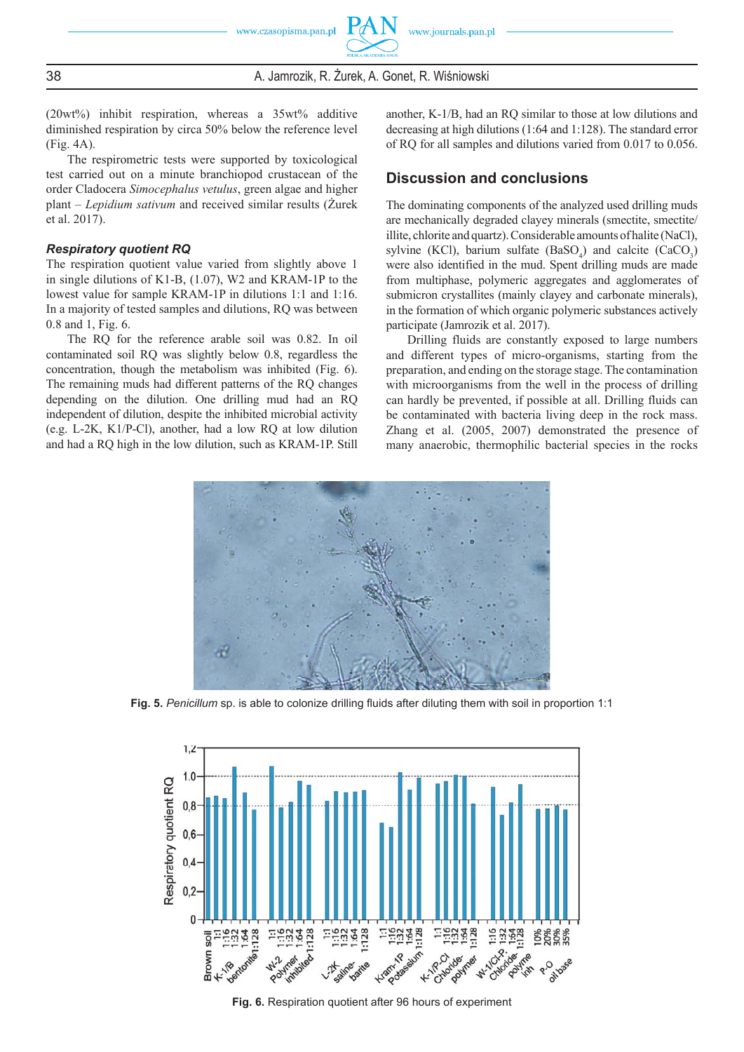(20wt%) inhibit respiration, whereas a 35wt% additive diminished respiration by circa 50% below the reference level (Fig. 4A).

The respirometric tests were supported by toxicological test carried out on a minute branchiopod crustacean of the order Cladocera *Simocephalus vetulus*, green algae and higher plant – *Lepidium sativum* and received similar results (Żurek et al. 2017).

### *Respiratory quotient RQ*

The respiration quotient value varied from slightly above 1 in single dilutions of K1-B, (1.07), W2 and KRAM-1P to the lowest value for sample KRAM-1P in dilutions 1:1 and 1:16. In a majority of tested samples and dilutions, RQ was between 0.8 and 1, Fig. 6.

The RQ for the reference arable soil was 0.82. In oil contaminated soil RQ was slightly below 0.8, regardless the concentration, though the metabolism was inhibited (Fig. 6). The remaining muds had different patterns of the RQ changes depending on the dilution. One drilling mud had an RQ independent of dilution, despite the inhibited microbial activity (e.g. L-2K, K1/P-Cl), another, had a low RQ at low dilution and had a RQ high in the low dilution, such as KRAM-1P. Still another, K-1/B, had an RQ similar to those at low dilutions and decreasing at high dilutions (1:64 and 1:128). The standard error of RQ for all samples and dilutions varied from 0.017 to 0.056.

## Discussion and conclusions

The dominating components of the analyzed used drilling muds are mechanically degraded clayey minerals (smectite, smectite/illite, chlorite and quartz). Considerable amounts of halite (NaCl), sylvine (KCl), barium sulfate ($BaSO_4$) and calcite ($CaCO_3$) were also identified in the mud. Spent drilling muds are made from multiphase, polymeric aggregates and agglomerates of submicron crystallites (mainly clayey and carbonate minerals), in the formation of which organic polymeric substances actively participate (Jamrozik et al. 2017).

Drilling fluids are constantly exposed to large numbers and different types of micro-organisms, starting from the preparation, and ending on the storage stage. The contamination with microorganisms from the well in the process of drilling can hardly be prevented, if possible at all. Drilling fluids can be contaminated with bacteria living deep in the rock mass. Zhang et al. (2005, 2007) demonstrated the presence of many anaerobic, thermophilic bacterial species in the rocks

**Fig. 5.** *Penicillum* sp. is able to colonize drilling fluids after diluting them with soil in proportion 1:1

**Fig. 6.** Respiration quotient after 96 hours of experiment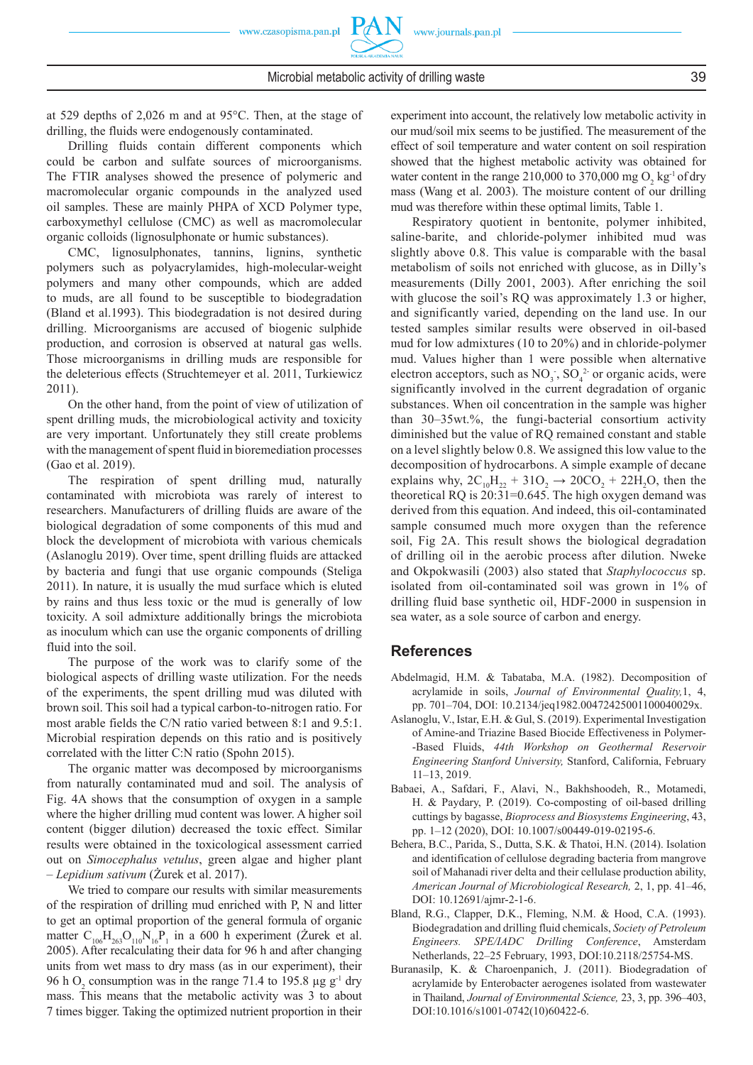at 529 depths of 2,026 m and at 95°C. Then, at the stage of drilling, the fluids were endogenously contaminated.

Drilling fluids contain different components which could be carbon and sulfate sources of microorganisms. The FTIR analyses showed the presence of polymeric and macromolecular organic compounds in the analyzed used oil samples. These are mainly PHPA of XCD Polymer type, carboxymethyl cellulose (CMC) as well as macromolecular organic colloids (lignosulphonate or humic substances).

CMC, lignosulphonates, tannins, lignins, synthetic polymers such as polyacrylamides, high-molecular-weight polymers and many other compounds, which are added to muds, are all found to be susceptible to biodegradation (Bland et al.1993). This biodegradation is not desired during drilling. Microorganisms are accused of biogenic sulphide production, and corrosion is observed at natural gas wells. Those microorganisms in drilling muds are responsible for the deleterious effects (Struchtemeyer et al. 2011, Turkiewicz 2011).

On the other hand, from the point of view of utilization of spent drilling muds, the microbiological activity and toxicity are very important. Unfortunately they still create problems with the management of spent fluid in bioremediation processes (Gao et al. 2019).

The respiration of spent drilling mud, naturally contaminated with microbiota was rarely of interest to researchers. Manufacturers of drilling fluids are aware of the biological degradation of some components of this mud and block the development of microbiota with various chemicals (Aslanoglu 2019). Over time, spent drilling fluids are attacked by bacteria and fungi that use organic compounds (Steliga 2011). In nature, it is usually the mud surface which is eluted by rains and thus less toxic or the mud is generally of low toxicity. A soil admixture additionally brings the microbiota as inoculum which can use the organic components of drilling fluid into the soil.

The purpose of the work was to clarify some of the biological aspects of drilling waste utilization. For the needs of the experiments, the spent drilling mud was diluted with brown soil. This soil had a typical carbon-to-nitrogen ratio. For most arable fields the C/N ratio varied between 8:1 and 9.5:1. Microbial respiration depends on this ratio and is positively correlated with the litter C:N ratio (Spohn 2015).

The organic matter was decomposed by microorganisms from naturally contaminated mud and soil. The analysis of Fig. 4A shows that the consumption of oxygen in a sample where the higher drilling mud content was lower. A higher soil content (bigger dilution) decreased the toxic effect. Similar results were obtained in the toxicological assessment carried out on *Simocephalus vetulus*, green algae and higher plant – *Lepidium sativum* (Żurek et al. 2017).

We tried to compare our results with similar measurements of the respiration of drilling mud enriched with P, N and litter to get an optimal proportion of the general formula of organic matter $C_{106}H_{263}O_{110}N_{16}P_1$ in a 600 h experiment (Żurek et al. 2005). After recalculating their data for 96 h and after changing units from wet mass to dry mass (as in our experiment), their 96 h $O_2$ consumption was in the range 71.4 to 195.8 μg $g^{-1}$ dry mass. This means that the metabolic activity was 3 to about 7 times bigger. Taking the optimized nutrient proportion in their experiment into account, the relatively low metabolic activity in our mud/soil mix seems to be justified. The measurement of the effect of soil temperature and water content on soil respiration showed that the highest metabolic activity was obtained for water content in the range 210,000 to 370,000 mg $O_2$ $kg^{-1}$ of dry mass (Wang et al. 2003). The moisture content of our drilling mud was therefore within these optimal limits, Table 1.

Respiratory quotient in bentonite, polymer inhibited, saline-barite, and chloride-polymer inhibited mud was slightly above 0.8. This value is comparable with the basal metabolism of soils not enriched with glucose, as in Dilly's measurements (Dilly 2001, 2003). After enriching the soil with glucose the soil's RQ was approximately 1.3 or higher, and significantly varied, depending on the land use. In our tested samples similar results were observed in oil-based mud for low admixtures (10 to 20%) and in chloride-polymer mud. Values higher than 1 were possible when alternative electron acceptors, such as $NO_3^-$, $SO_4^{2-}$ or organic acids, were significantly involved in the current degradation of organic substances. When oil concentration in the sample was higher than 30–35wt.%, the fungi-bacterial consortium activity diminished but the value of RQ remained constant and stable on a level slightly below 0.8. We assigned this low value to the decomposition of hydrocarbons. A simple example of decane explains why, $2C_{10}H_{22} + 31O_2 \rightarrow 20CO_2 + 22H_2O$, then the theoretical RQ is 20:31=0.645. The high oxygen demand was derived from this equation. And indeed, this oil-contaminated sample consumed much more oxygen than the reference soil, Fig 2A. This result shows the biological degradation of drilling oil in the aerobic process after dilution. Nweke and Okpokwasili (2003) also stated that *Staphylococcus* sp. isolated from oil-contaminated soil was grown in 1% of drilling fluid base synthetic oil, HDF-2000 in suspension in sea water, as a sole source of carbon and energy.

## References

Abdelmagid, H.M. & Tabataba, M.A. (1982). Decomposition of acrylamide in soils, *Journal of Environmental Quality,*1, 4, pp. 701–704, DOI: 10.2134/jeq1982.00472425001100040029x.

Aslanoglu, V., Istar, E.H. & Gul, S. (2019). Experimental Investigation of Amine-and Triazine Based Biocide Effectiveness in Polymer--Based Fluids, *44th Workshop on Geothermal Reservoir Engineering Stanford University,* Stanford, California, February 11–13, 2019.

Babaei, A., Safdari, F., Alavi, N., Bakhshoodeh, R., Motamedi, H. & Paydary, P. (2019). Co-composting of oil-based drilling cuttings by bagasse, *Bioprocess and Biosystems Engineering*, 43, pp. 1–12 (2020), DOI: 10.1007/s00449-019-02195-6.

Behera, B.C., Parida, S., Dutta, S.K. & Thatoi, H.N. (2014). Isolation and identification of cellulose degrading bacteria from mangrove soil of Mahanadi river delta and their cellulase production ability, *American Journal of Microbiological Research,* 2, 1, pp. 41–46, DOI: 10.12691/ajmr-2-1-6.

Bland, R.G., Clapper, D.K., Fleming, N.M. & Hood, C.A. (1993). Biodegradation and drilling fluid chemicals, *Society of Petroleum Engineers. SPE/IADC Drilling Conference*, Amsterdam Netherlands, 22–25 February, 1993, DOI:10.2118/25754-MS.

Buranasilp, K. & Charoenpanich, J. (2011). Biodegradation of acrylamide by Enterobacter aerogenes isolated from wastewater in Thailand, *Journal of Environmental Science,* 23, 3, pp. 396–403, DOI:10.1016/s1001-0742(10)60422-6.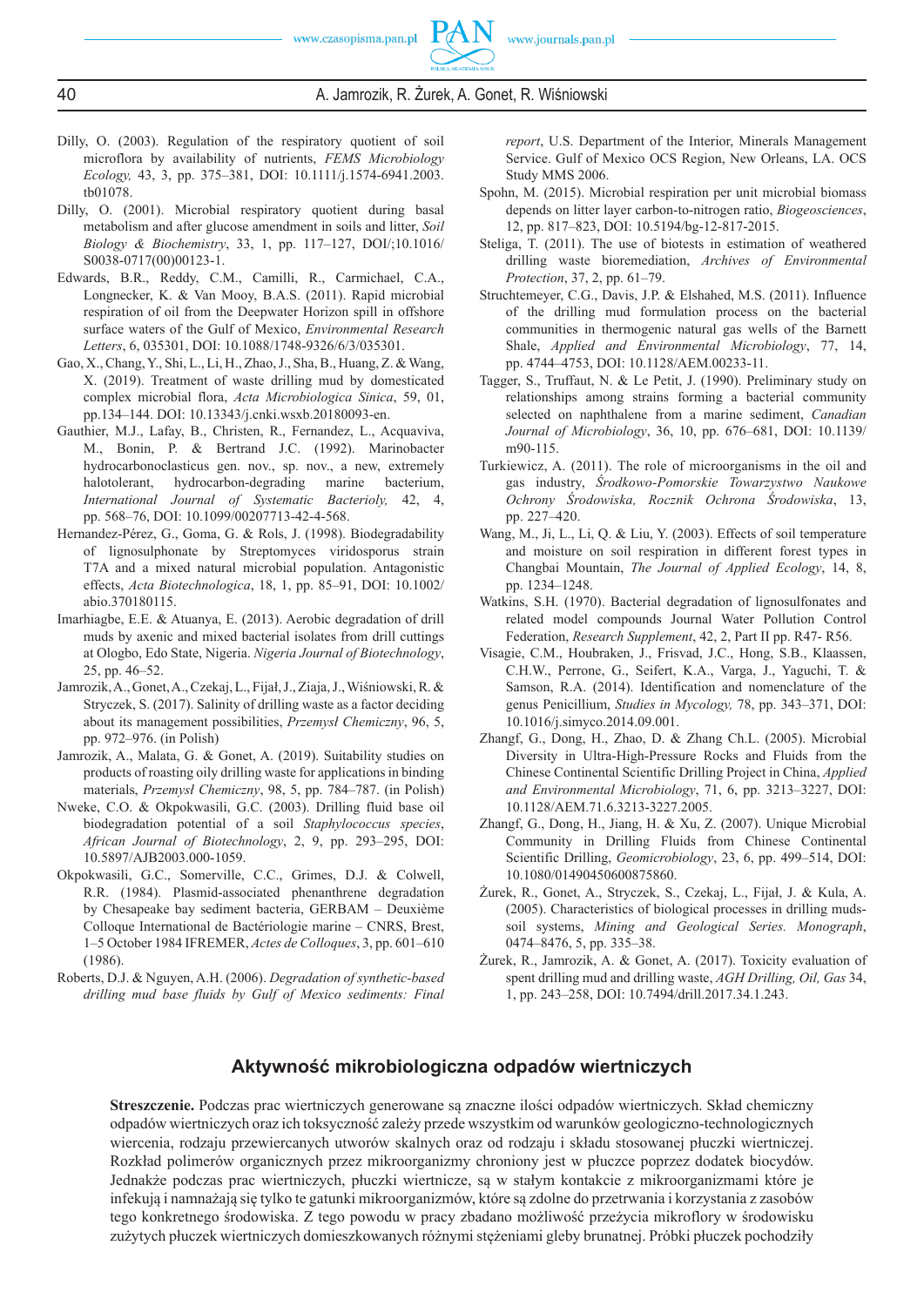Dilly, O. (2003). Regulation of the respiratory quotient of soil microflora by availability of nutrients, *FEMS Microbiology Ecology,* 43, 3, pp. 375–381, DOI: 10.1111/j.1574-6941.2003.tb01078.

Dilly, O. (2001). Microbial respiratory quotient during basal metabolism and after glucose amendment in soils and litter, *Soil Biology & Biochemistry*, 33, 1, pp. 117–127, DOI/;10.1016/S0038-0717(00)00123-1.

Edwards, B.R., Reddy, C.M., Camilli, R., Carmichael, C.A., Longnecker, K. & Van Mooy, B.A.S. (2011). Rapid microbial respiration of oil from the Deepwater Horizon spill in offshore surface waters of the Gulf of Mexico, *Environmental Research Letters*, 6, 035301, DOI: 10.1088/1748-9326/6/3/035301.

Gao, X., Chang, Y., Shi, L., Li, H., Zhao, J., Sha, B., Huang, Z. & Wang, X. (2019). Treatment of waste drilling mud by domesticated complex microbial flora, *Acta Microbiologica Sinica*, 59, 01, pp.134–144. DOI: 10.13343/j.cnki.wsxb.20180093-en.

Gauthier, M.J., Lafay, B., Christen, R., Fernandez, L., Acquaviva, M., Bonin, P. & Bertrand J.C. (1992). Marinobacter hydrocarbonoclasticus gen. nov., sp. nov., a new, extremely halotolerant, hydrocarbon-degrading marine bacterium, *International Journal of Systematic Bacterioly,* 42, 4, pp. 568–76, DOI: 10.1099/00207713-42-4-568.

Hernandez-Pérez, G., Goma, G. & Rols, J. (1998). Biodegradability of lignosulphonate by Streptomyces viridosporus strain T7A and a mixed natural microbial population. Antagonistic effects, *Acta Biotechnologica*, 18, 1, pp. 85–91, DOI: 10.1002/abio.370180115.

Imarhiagbe, E.E. & Atuanya, E. (2013). Aerobic degradation of drill muds by axenic and mixed bacterial isolates from drill cuttings at Ologbo, Edo State, Nigeria. *Nigeria Journal of Biotechnology*, 25, pp. 46–52.

Jamrozik, A., Gonet, A., Czekaj, L., Fijał, J., Ziaja, J., Wiśniowski, R. & Stryczek, S. (2017). Salinity of drilling waste as a factor deciding about its management possibilities, *Przemysł Chemiczny*, 96, 5, pp. 972–976. (in Polish)

Jamrozik, A., Malata, G. & Gonet, A. (2019). Suitability studies on products of roasting oily drilling waste for applications in binding materials, *Przemysł Chemiczny*, 98, 5, pp. 784–787. (in Polish)

Nweke, C.O. & Okpokwasili, G.C. (2003). Drilling fluid base oil biodegradation potential of a soil *Staphylococcus species*, *African Journal of Biotechnology*, 2, 9, pp. 293–295, DOI: 10.5897/AJB2003.000-1059.

Okpokwasili, G.C., Somerville, C.C., Grimes, D.J. & Colwell, R.R. (1984). Plasmid-associated phenanthrene degradation by Chesapeake bay sediment bacteria, GERBAM – Deuxième Colloque International de Bactériologie marine – CNRS, Brest, 1–5 October 1984 IFREMER, *Actes de Colloques*, 3, pp. 601–610 (1986).

Roberts, D.J. & Nguyen, A.H. (2006). *Degradation of synthetic-based drilling mud base fluids by Gulf of Mexico sediments: Final report*, U.S. Department of the Interior, Minerals Management Service. Gulf of Mexico OCS Region, New Orleans, LA. OCS Study MMS 2006.

Spohn, M. (2015). Microbial respiration per unit microbial biomass depends on litter layer carbon-to-nitrogen ratio, *Biogeosciences*, 12, pp. 817–823, DOI: 10.5194/bg-12-817-2015.

Steliga, T. (2011). The use of biotests in estimation of weathered drilling waste bioremediation, *Archives of Environmental Protection*, 37, 2, pp. 61–79.

Struchtemeyer, C.G., Davis, J.P. & Elshahed, M.S. (2011). Influence of the drilling mud formulation process on the bacterial communities in thermogenic natural gas wells of the Barnett Shale, *Applied and Environmental Microbiology*, 77, 14, pp. 4744–4753, DOI: 10.1128/AEM.00233-11.

Tagger, S., Truffaut, N. & Le Petit, J. (1990). Preliminary study on relationships among strains forming a bacterial community selected on naphthalene from a marine sediment, *Canadian Journal of Microbiology*, 36, 10, pp. 676–681, DOI: 10.1139/m90-115.

Turkiewicz, A. (2011). The role of microorganisms in the oil and gas industry, *Środkowo-Pomorskie Towarzystwo Naukowe Ochrony Środowiska, Rocznik Ochrona Środowiska*, 13, pp. 227–420.

Wang, M., Ji, L., Li, Q. & Liu, Y. (2003). Effects of soil temperature and moisture on soil respiration in different forest types in Changbai Mountain, *The Journal of Applied Ecology*, 14, 8, pp. 1234–1248.

Watkins, S.H. (1970). Bacterial degradation of lignosulfonates and related model compounds Journal Water Pollution Control Federation, *Research Supplement*, 42, 2, Part II pp. R47- R56.

Visagie, C.M., Houbraken, J., Frisvad, J.C., Hong, S.B., Klaassen, C.H.W., Perrone, G., Seifert, K.A., Varga, J., Yaguchi, T. & Samson, R.A. (2014). Identification and nomenclature of the genus Penicillium, *Studies in Mycology,* 78, pp. 343–371, DOI: 10.1016/j.simyco.2014.09.001.

Zhangf, G., Dong, H., Zhao, D. & Zhang Ch.L. (2005). Microbial Diversity in Ultra-High-Pressure Rocks and Fluids from the Chinese Continental Scientific Drilling Project in China, *Applied and Environmental Microbiology*, 71, 6, pp. 3213–3227, DOI: 10.1128/AEM.71.6.3213-3227.2005.

Zhangf, G., Dong, H., Jiang, H. & Xu, Z. (2007). Unique Microbial Community in Drilling Fluids from Chinese Continental Scientific Drilling, *Geomicrobiology*, 23, 6, pp. 499–514, DOI: 10.1080/01490450600875860.

Żurek, R., Gonet, A., Stryczek, S., Czekaj, L., Fijał, J. & Kula, A. (2005). Characteristics of biological processes in drilling muds-soil systems, *Mining and Geological Series. Monograph*, 0474–8476, 5, pp. 335–38.

Żurek, R., Jamrozik, A. & Gonet, A. (2017). Toxicity evaluation of spent drilling mud and drilling waste, *AGH Drilling, Oil, Gas* 34, 1, pp. 243–258, DOI: 10.7494/drill.2017.34.1.243.

## Aktywność mikrobiologiczna odpadów wiertniczych

**Streszczenie.** Podczas prac wiertniczych generowane są znaczne ilości odpadów wiertniczych. Skład chemiczny odpadów wiertniczych oraz ich toksyczność zależy przede wszystkim od warunków geologiczno-technologicznych wiercenia, rodzaju przewiercanych utworów skalnych oraz od rodzaju i składu stosowanej płuczki wiertniczej. Rozkład polimerów organicznych przez mikroorganizmy chroniony jest w płuczce poprzez dodatek biocydów. Jednakże podczas prac wiertniczych, płuczki wiertnicze, są w stałym kontakcie z mikroorganizmami które je infekują i namnażają się tylko te gatunki mikroorganizmów, które są zdolne do przetwarzania i korzystania z zasobów tego konkretnego środowiska. Z tego powodu w pracy zbadano możliwość przeżycia mikroflory w środowisku zużytych płuczek wiertniczych domieszkowanych różnymi stężeniami gleby brunatnej. Próbki płuczek pochodziły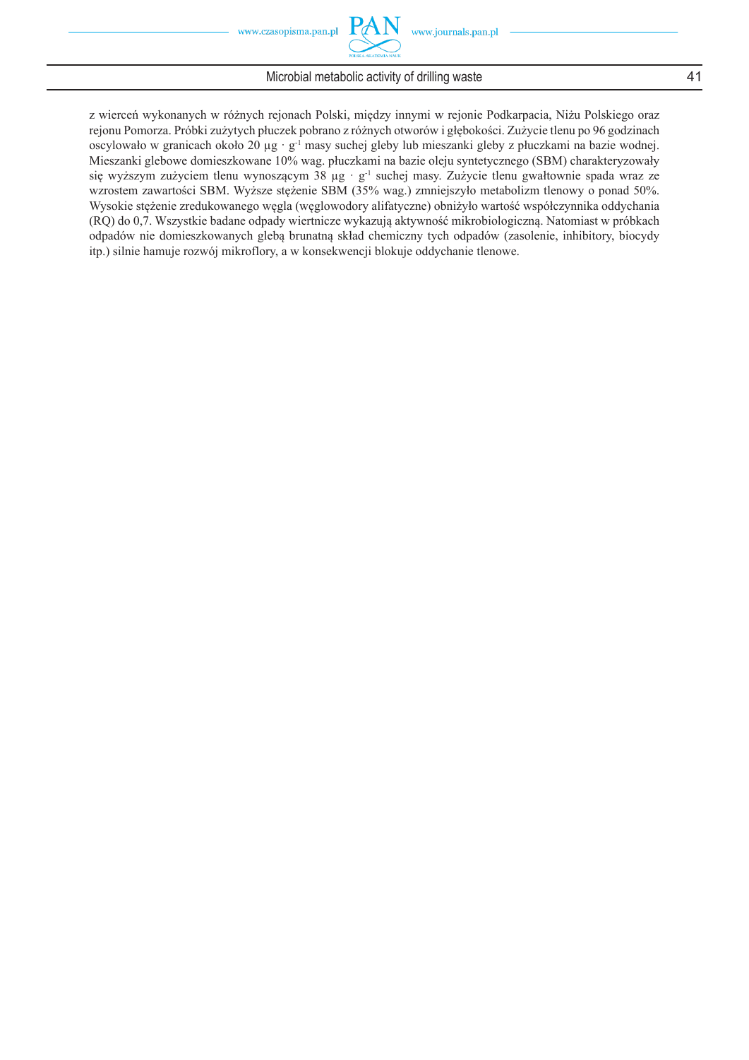z wierceń wykonanych w różnych rejonach Polski, między innymi w rejonie Podkarpacia, Niżu Polskiego oraz rejonu Pomorza. Próbki zużytych płuczek pobrano z różnych otworów i głębokości. Zużycie tlenu po 96 godzinach oscylowało w granicach około 20 µg · $g^{-1}$ masy suchej gleby lub mieszanki gleby z płuczkami na bazie wodnej. Mieszanki glebowe domieszkowane 10% wag. płuczkami na bazie oleju syntetycznego (SBM) charakteryzowały się wyższym zużyciem tlenu wynoszącym 38 µg · $g^{-1}$ suchej masy. Zużycie tlenu gwałtownie spada wraz ze wzrostem zawartości SBM. Wyższe stężenie SBM (35% wag.) zmniejszyło metabolizm tlenowy o ponad 50%. Wysokie stężenie zredukowanego węgla (węglowodory alifatyczne) obniżyło wartość współczynnika oddychania (RQ) do 0,7. Wszystkie badane odpady wiertnicze wykazują aktywność mikrobiologiczną. Natomiast w próbkach odpadów nie domieszkowanych glebą brunatną skład chemiczny tych odpadów (zasolenie, inhibitory, biocydy itp.) silnie hamuje rozwój mikroflory, a w konsekwencji blokuje oddychanie tlenowe.